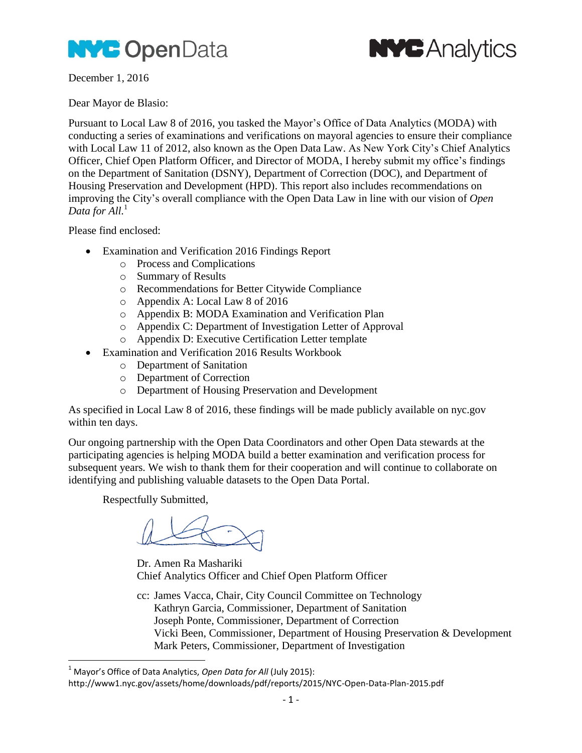NYC OpenData                                                    NYC Analytics

December 1, 2016

Dear Mayor de Blasio:

Pursuant to Local Law 8 of 2016, you tasked the Mayor's Office of Data Analytics (MODA) with conducting a series of examinations and verifications on mayoral agencies to ensure their compliance with Local Law 11 of 2012, also known as the Open Data Law. As New York City's Chief Analytics Officer, Chief Open Platform Officer, and Director of MODA, I hereby submit my office's findings on the Department of Sanitation (DSNY), Department of Correction (DOC), and Department of Housing Preservation and Development (HPD). This report also includes recommendations on improving the City's overall compliance with the Open Data Law in line with our vision of *Open Data for All.*[1]

Please find enclosed:

- Examination and Verification 2016 Findings Report
  - Process and Complications
  - Summary of Results
  - Recommendations for Better Citywide Compliance
  - Appendix A: Local Law 8 of 2016
  - Appendix B: MODA Examination and Verification Plan
  - Appendix C: Department of Investigation Letter of Approval
  - Appendix D: Executive Certification Letter template
- Examination and Verification 2016 Results Workbook
  - Department of Sanitation
  - Department of Correction
  - Department of Housing Preservation and Development

As specified in Local Law 8 of 2016, these findings will be made publicly available on nyc.gov within ten days.

Our ongoing partnership with the Open Data Coordinators and other Open Data stewards at the participating agencies is helping MODA build a better examination and verification process for subsequent years. We wish to thank them for their cooperation and will continue to collaborate on identifying and publishing valuable datasets to the Open Data Portal.

Respectfully Submitted,

Dr. Amen Ra Mashariki
Chief Analytics Officer and Chief Open Platform Officer

cc: James Vacca, Chair, City Council Committee on Technology
Kathryn Garcia, Commissioner, Department of Sanitation
Joseph Ponte, Commissioner, Department of Correction
Vicki Been, Commissioner, Department of Housing Preservation & Development
Mark Peters, Commissioner, Department of Investigation

---

[1] Mayor's Office of Data Analytics, *Open Data for All* (July 2015): http://www1.nyc.gov/assets/home/downloads/pdf/reports/2015/NYC-Open-Data-Plan-2015.pdf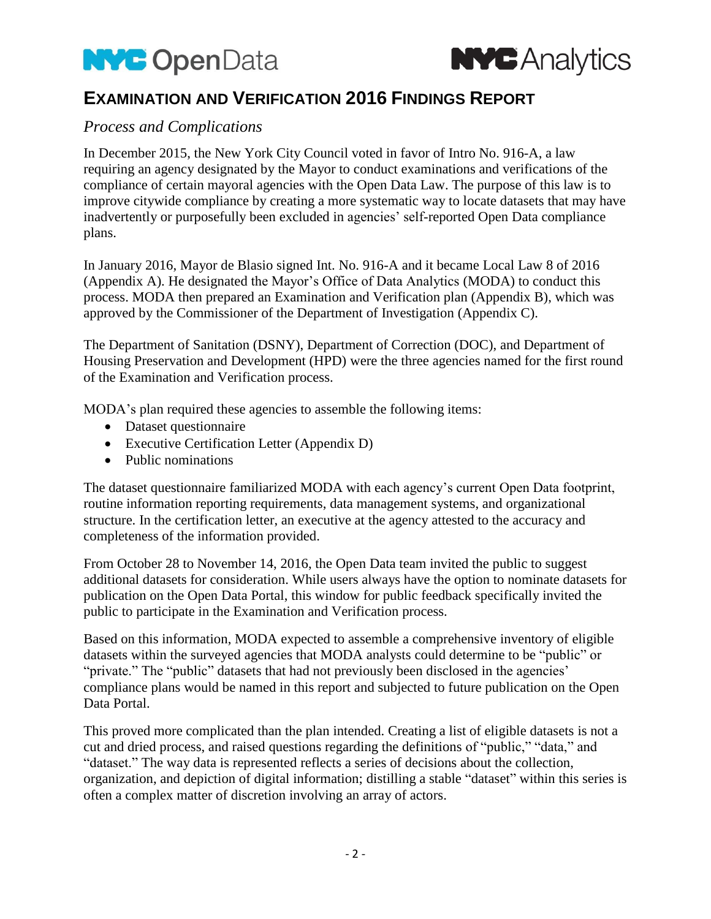# EXAMINATION AND VERIFICATION 2016 FINDINGS REPORT

## *Process and Complications*

In December 2015, the New York City Council voted in favor of Intro No. 916-A, a law requiring an agency designated by the Mayor to conduct examinations and verifications of the compliance of certain mayoral agencies with the Open Data Law. The purpose of this law is to improve citywide compliance by creating a more systematic way to locate datasets that may have inadvertently or purposefully been excluded in agencies' self-reported Open Data compliance plans.

In January 2016, Mayor de Blasio signed Int. No. 916-A and it became Local Law 8 of 2016 (Appendix A). He designated the Mayor's Office of Data Analytics (MODA) to conduct this process. MODA then prepared an Examination and Verification plan (Appendix B), which was approved by the Commissioner of the Department of Investigation (Appendix C).

The Department of Sanitation (DSNY), Department of Correction (DOC), and Department of Housing Preservation and Development (HPD) were the three agencies named for the first round of the Examination and Verification process.

MODA's plan required these agencies to assemble the following items:

- Dataset questionnaire
- Executive Certification Letter (Appendix D)
- Public nominations

The dataset questionnaire familiarized MODA with each agency's current Open Data footprint, routine information reporting requirements, data management systems, and organizational structure. In the certification letter, an executive at the agency attested to the accuracy and completeness of the information provided.

From October 28 to November 14, 2016, the Open Data team invited the public to suggest additional datasets for consideration. While users always have the option to nominate datasets for publication on the Open Data Portal, this window for public feedback specifically invited the public to participate in the Examination and Verification process.

Based on this information, MODA expected to assemble a comprehensive inventory of eligible datasets within the surveyed agencies that MODA analysts could determine to be "public" or "private." The "public" datasets that had not previously been disclosed in the agencies' compliance plans would be named in this report and subjected to future publication on the Open Data Portal.

This proved more complicated than the plan intended. Creating a list of eligible datasets is not a cut and dried process, and raised questions regarding the definitions of "public," "data," and "dataset." The way data is represented reflects a series of decisions about the collection, organization, and depiction of digital information; distilling a stable "dataset" within this series is often a complex matter of discretion involving an array of actors.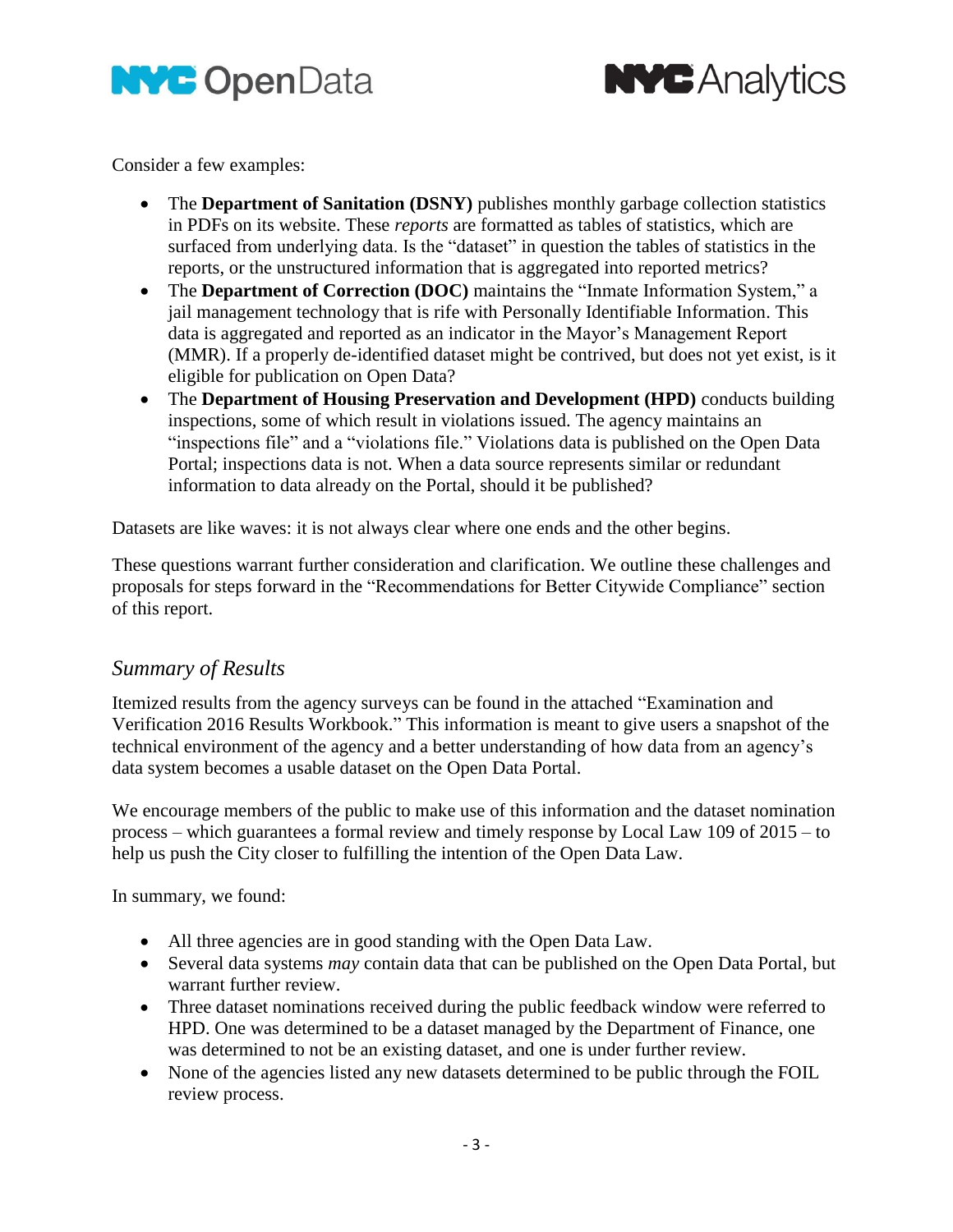Consider a few examples:

- The **Department of Sanitation (DSNY)** publishes monthly garbage collection statistics in PDFs on its website. These *reports* are formatted as tables of statistics, which are surfaced from underlying data. Is the "dataset" in question the tables of statistics in the reports, or the unstructured information that is aggregated into reported metrics?
- The **Department of Correction (DOC)** maintains the "Inmate Information System," a jail management technology that is rife with Personally Identifiable Information. This data is aggregated and reported as an indicator in the Mayor's Management Report (MMR). If a properly de-identified dataset might be contrived, but does not yet exist, is it eligible for publication on Open Data?
- The **Department of Housing Preservation and Development (HPD)** conducts building inspections, some of which result in violations issued. The agency maintains an "inspections file" and a "violations file." Violations data is published on the Open Data Portal; inspections data is not. When a data source represents similar or redundant information to data already on the Portal, should it be published?

Datasets are like waves: it is not always clear where one ends and the other begins.

These questions warrant further consideration and clarification. We outline these challenges and proposals for steps forward in the "Recommendations for Better Citywide Compliance" section of this report.

## *Summary of Results*

Itemized results from the agency surveys can be found in the attached "Examination and Verification 2016 Results Workbook." This information is meant to give users a snapshot of the technical environment of the agency and a better understanding of how data from an agency's data system becomes a usable dataset on the Open Data Portal.

We encourage members of the public to make use of this information and the dataset nomination process – which guarantees a formal review and timely response by Local Law 109 of 2015 – to help us push the City closer to fulfilling the intention of the Open Data Law.

In summary, we found:

- All three agencies are in good standing with the Open Data Law.
- Several data systems *may* contain data that can be published on the Open Data Portal, but warrant further review.
- Three dataset nominations received during the public feedback window were referred to HPD. One was determined to be a dataset managed by the Department of Finance, one was determined to not be an existing dataset, and one is under further review.
- None of the agencies listed any new datasets determined to be public through the FOIL review process.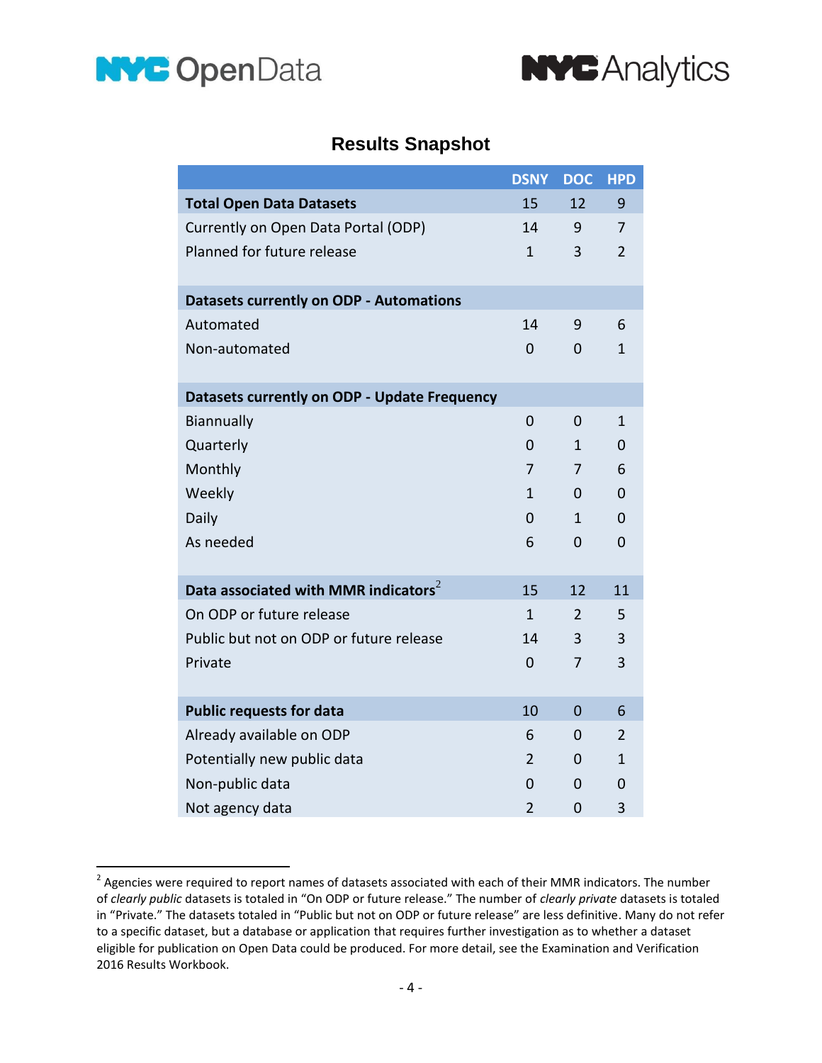## Results Snapshot

| | DSNY | DOC | HPD |
|---|---|---|---|
| **Total Open Data Datasets** | 15 | 12 | 9 |
| Currently on Open Data Portal (ODP) | 14 | 9 | 7 |
| Planned for future release | 1 | 3 | 2 |
| **Datasets currently on ODP - Automations** | | | |
| Automated | 14 | 9 | 6 |
| Non-automated | 0 | 0 | 1 |
| **Datasets currently on ODP - Update Frequency** | | | |
| Biannually | 0 | 0 | 1 |
| Quarterly | 0 | 1 | 0 |
| Monthly | 7 | 7 | 6 |
| Weekly | 1 | 0 | 0 |
| Daily | 0 | 1 | 0 |
| As needed | 6 | 0 | 0 |
| **Data associated with MMR indicators**[2] | 15 | 12 | 11 |
| On ODP or future release | 1 | 2 | 5 |
| Public but not on ODP or future release | 14 | 3 | 3 |
| Private | 0 | 7 | 3 |
| **Public requests for data** | 10 | 0 | 6 |
| Already available on ODP | 6 | 0 | 2 |
| Potentially new public data | 2 | 0 | 1 |
| Non-public data | 0 | 0 | 0 |
| Not agency data | 2 | 0 | 3 |

[2] Agencies were required to report names of datasets associated with each of their MMR indicators. The number of *clearly public* datasets is totaled in "On ODP or future release." The number of *clearly private* datasets is totaled in "Private." The datasets totaled in "Public but not on ODP or future release" are less definitive. Many do not refer to a specific dataset, but a database or application that requires further investigation as to whether a dataset eligible for publication on Open Data could be produced. For more detail, see the Examination and Verification 2016 Results Workbook.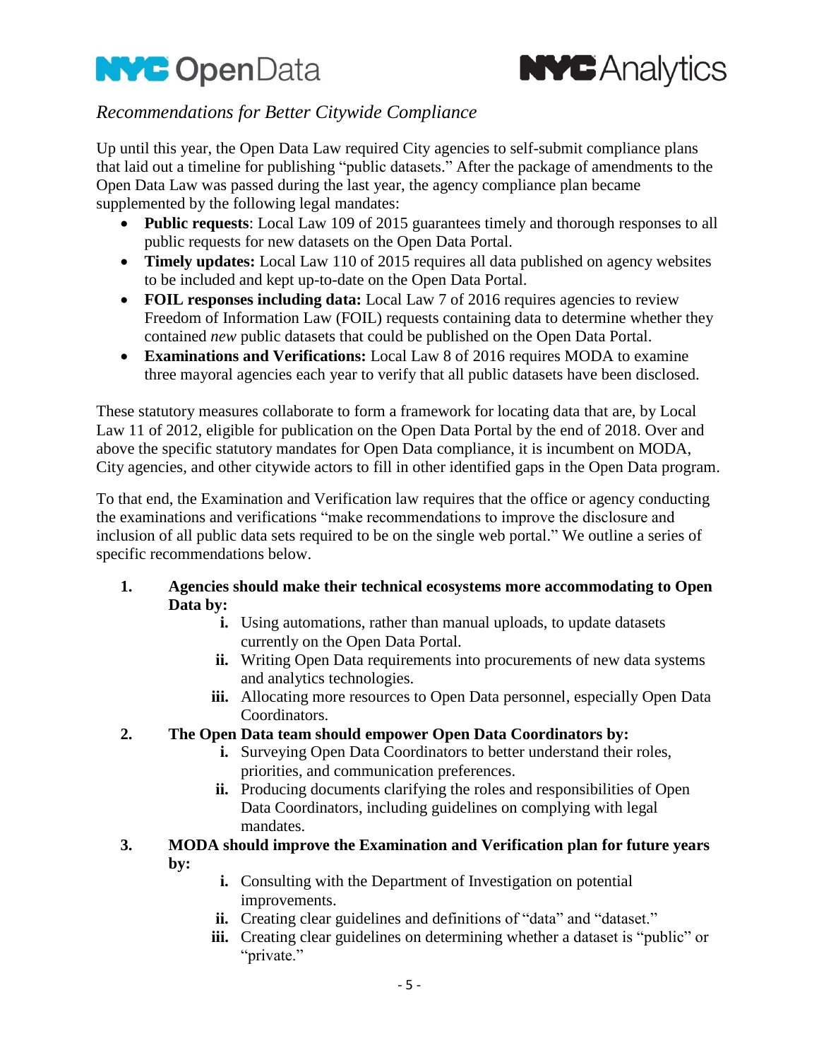## *Recommendations for Better Citywide Compliance*

Up until this year, the Open Data Law required City agencies to self-submit compliance plans that laid out a timeline for publishing "public datasets." After the package of amendments to the Open Data Law was passed during the last year, the agency compliance plan became supplemented by the following legal mandates:

- **Public requests**: Local Law 109 of 2015 guarantees timely and thorough responses to all public requests for new datasets on the Open Data Portal.
- **Timely updates:** Local Law 110 of 2015 requires all data published on agency websites to be included and kept up-to-date on the Open Data Portal.
- **FOIL responses including data:** Local Law 7 of 2016 requires agencies to review Freedom of Information Law (FOIL) requests containing data to determine whether they contained *new* public datasets that could be published on the Open Data Portal.
- **Examinations and Verifications:** Local Law 8 of 2016 requires MODA to examine three mayoral agencies each year to verify that all public datasets have been disclosed.

These statutory measures collaborate to form a framework for locating data that are, by Local Law 11 of 2012, eligible for publication on the Open Data Portal by the end of 2018. Over and above the specific statutory mandates for Open Data compliance, it is incumbent on MODA, City agencies, and other citywide actors to fill in other identified gaps in the Open Data program.

To that end, the Examination and Verification law requires that the office or agency conducting the examinations and verifications "make recommendations to improve the disclosure and inclusion of all public data sets required to be on the single web portal." We outline a series of specific recommendations below.

1. **Agencies should make their technical ecosystems more accommodating to Open Data by:**
   - i. Using automations, rather than manual uploads, to update datasets currently on the Open Data Portal.
   - ii. Writing Open Data requirements into procurements of new data systems and analytics technologies.
   - iii. Allocating more resources to Open Data personnel, especially Open Data Coordinators.
2. **The Open Data team should empower Open Data Coordinators by:**
   - i. Surveying Open Data Coordinators to better understand their roles, priorities, and communication preferences.
   - ii. Producing documents clarifying the roles and responsibilities of Open Data Coordinators, including guidelines on complying with legal mandates.
3. **MODA should improve the Examination and Verification plan for future years by:**
   - i. Consulting with the Department of Investigation on potential improvements.
   - ii. Creating clear guidelines and definitions of "data" and "dataset."
   - iii. Creating clear guidelines on determining whether a dataset is "public" or "private."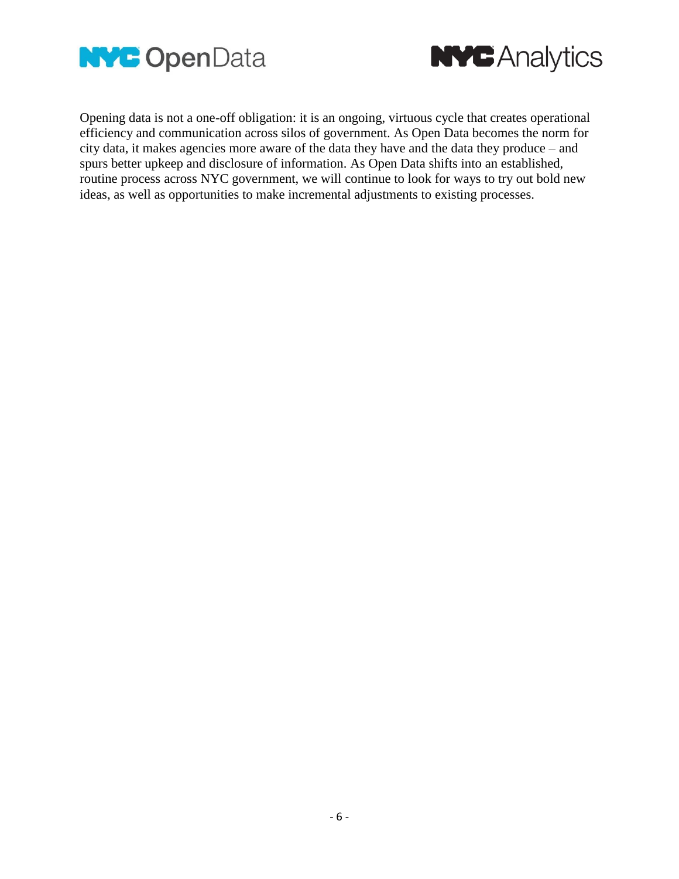Opening data is not a one-off obligation: it is an ongoing, virtuous cycle that creates operational efficiency and communication across silos of government. As Open Data becomes the norm for city data, it makes agencies more aware of the data they have and the data they produce – and spurs better upkeep and disclosure of information. As Open Data shifts into an established, routine process across NYC government, we will continue to look for ways to try out bold new ideas, as well as opportunities to make incremental adjustments to existing processes.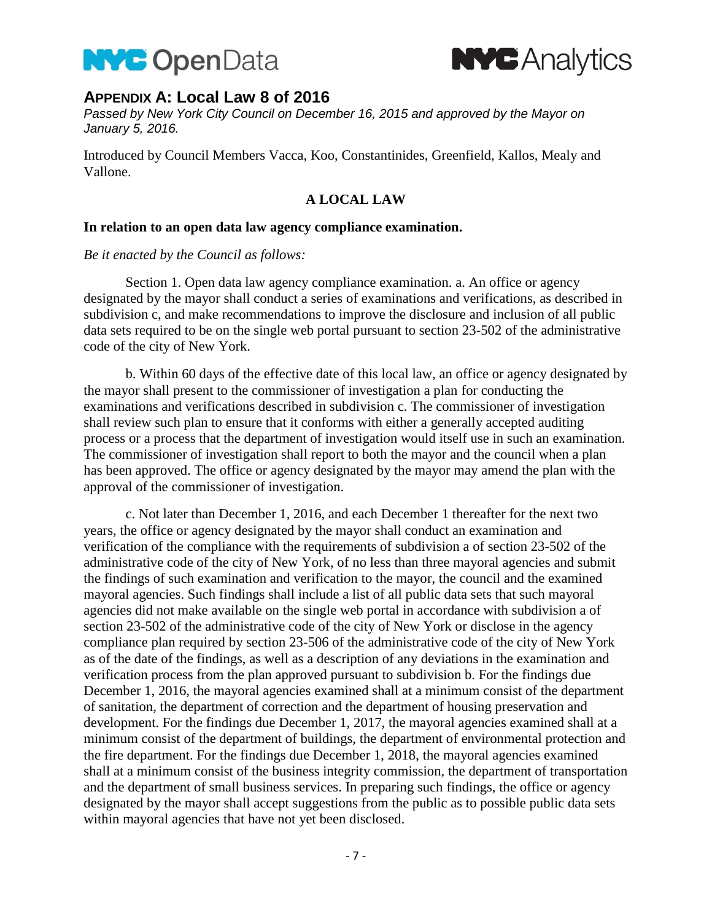## APPENDIX A: Local Law 8 of 2016

*Passed by New York City Council on December 16, 2015 and approved by the Mayor on January 5, 2016.*

Introduced by Council Members Vacca, Koo, Constantinides, Greenfield, Kallos, Mealy and Vallone.

**A LOCAL LAW**

**In relation to an open data law agency compliance examination.**

*Be it enacted by the Council as follows:*

Section 1. Open data law agency compliance examination. a. An office or agency designated by the mayor shall conduct a series of examinations and verifications, as described in subdivision c, and make recommendations to improve the disclosure and inclusion of all public data sets required to be on the single web portal pursuant to section 23-502 of the administrative code of the city of New York.

b. Within 60 days of the effective date of this local law, an office or agency designated by the mayor shall present to the commissioner of investigation a plan for conducting the examinations and verifications described in subdivision c. The commissioner of investigation shall review such plan to ensure that it conforms with either a generally accepted auditing process or a process that the department of investigation would itself use in such an examination. The commissioner of investigation shall report to both the mayor and the council when a plan has been approved. The office or agency designated by the mayor may amend the plan with the approval of the commissioner of investigation.

c. Not later than December 1, 2016, and each December 1 thereafter for the next two years, the office or agency designated by the mayor shall conduct an examination and verification of the compliance with the requirements of subdivision a of section 23-502 of the administrative code of the city of New York, of no less than three mayoral agencies and submit the findings of such examination and verification to the mayor, the council and the examined mayoral agencies. Such findings shall include a list of all public data sets that such mayoral agencies did not make available on the single web portal in accordance with subdivision a of section 23-502 of the administrative code of the city of New York or disclose in the agency compliance plan required by section 23-506 of the administrative code of the city of New York as of the date of the findings, as well as a description of any deviations in the examination and verification process from the plan approved pursuant to subdivision b. For the findings due December 1, 2016, the mayoral agencies examined shall at a minimum consist of the department of sanitation, the department of correction and the department of housing preservation and development. For the findings due December 1, 2017, the mayoral agencies examined shall at a minimum consist of the department of buildings, the department of environmental protection and the fire department. For the findings due December 1, 2018, the mayoral agencies examined shall at a minimum consist of the business integrity commission, the department of transportation and the department of small business services. In preparing such findings, the office or agency designated by the mayor shall accept suggestions from the public as to possible public data sets within mayoral agencies that have not yet been disclosed.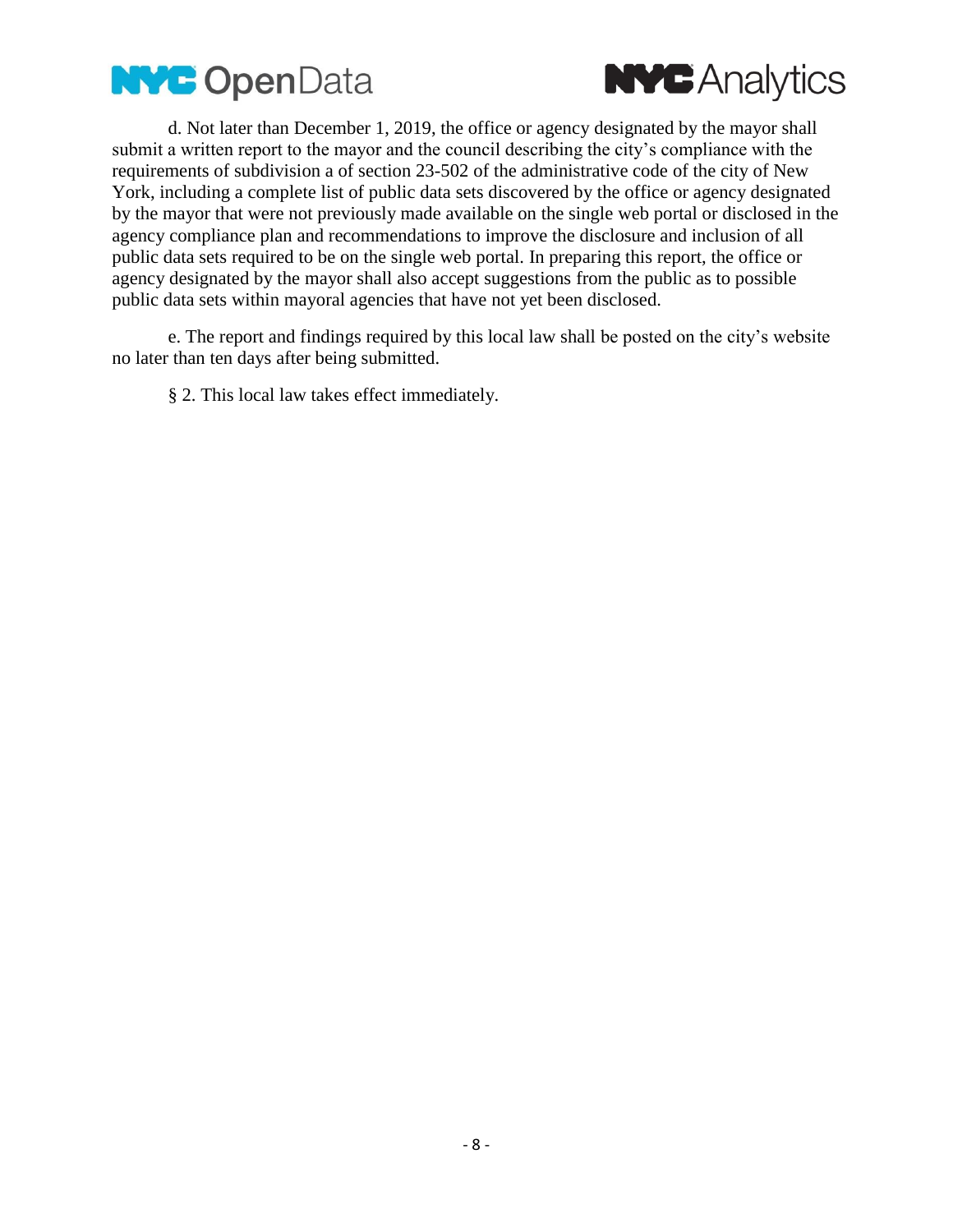d. Not later than December 1, 2019, the office or agency designated by the mayor shall submit a written report to the mayor and the council describing the city's compliance with the requirements of subdivision a of section 23-502 of the administrative code of the city of New York, including a complete list of public data sets discovered by the office or agency designated by the mayor that were not previously made available on the single web portal or disclosed in the agency compliance plan and recommendations to improve the disclosure and inclusion of all public data sets required to be on the single web portal. In preparing this report, the office or agency designated by the mayor shall also accept suggestions from the public as to possible public data sets within mayoral agencies that have not yet been disclosed.

e. The report and findings required by this local law shall be posted on the city's website no later than ten days after being submitted.

§ 2. This local law takes effect immediately.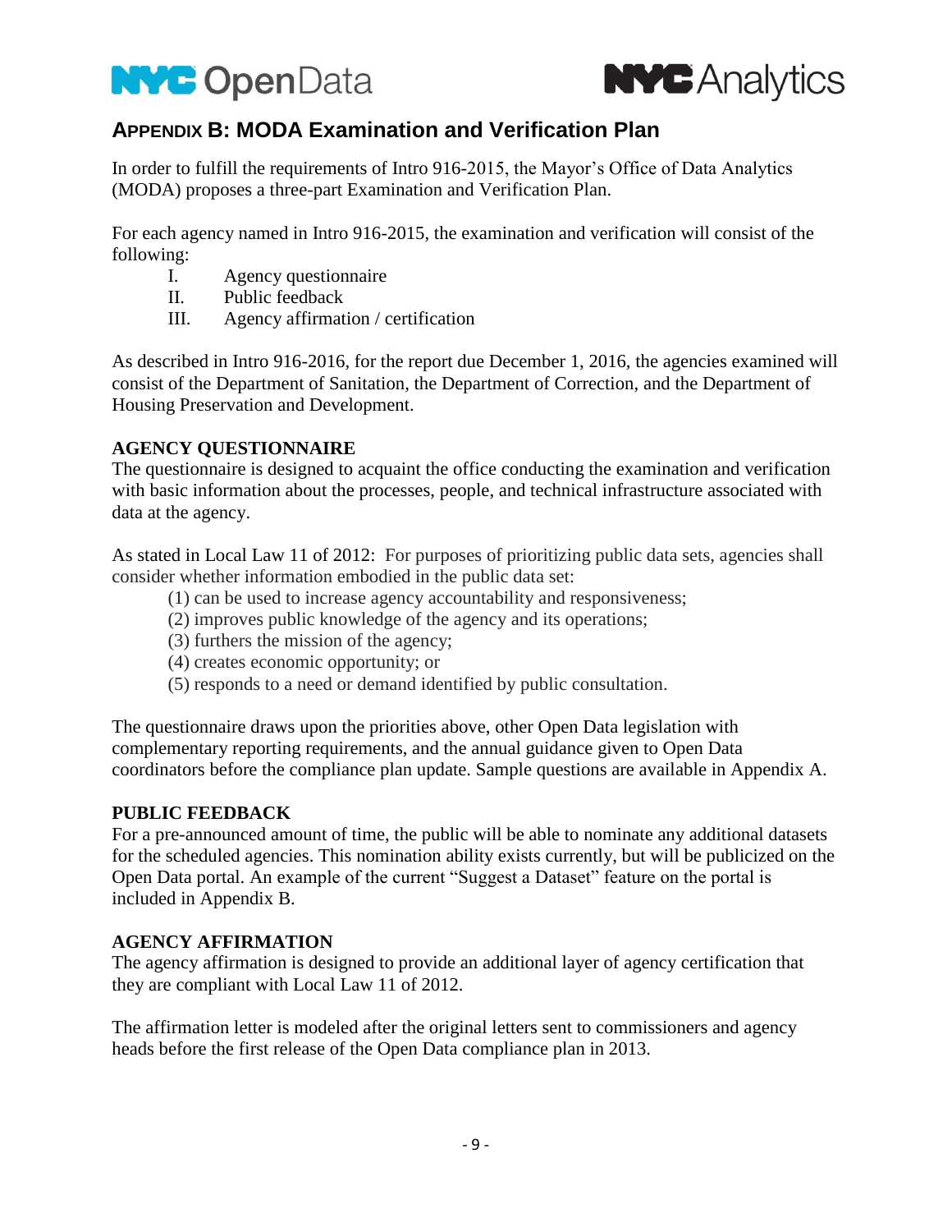## APPENDIX B: MODA Examination and Verification Plan

In order to fulfill the requirements of Intro 916-2015, the Mayor's Office of Data Analytics (MODA) proposes a three-part Examination and Verification Plan.

For each agency named in Intro 916-2015, the examination and verification will consist of the following:

I. Agency questionnaire
II. Public feedback
III. Agency affirmation / certification

As described in Intro 916-2016, for the report due December 1, 2016, the agencies examined will consist of the Department of Sanitation, the Department of Correction, and the Department of Housing Preservation and Development.

**AGENCY QUESTIONNAIRE**

The questionnaire is designed to acquaint the office conducting the examination and verification with basic information about the processes, people, and technical infrastructure associated with data at the agency.

As stated in Local Law 11 of 2012: For purposes of prioritizing public data sets, agencies shall consider whether information embodied in the public data set:

(1) can be used to increase agency accountability and responsiveness;
(2) improves public knowledge of the agency and its operations;
(3) furthers the mission of the agency;
(4) creates economic opportunity; or
(5) responds to a need or demand identified by public consultation.

The questionnaire draws upon the priorities above, other Open Data legislation with complementary reporting requirements, and the annual guidance given to Open Data coordinators before the compliance plan update. Sample questions are available in Appendix A.

**PUBLIC FEEDBACK**

For a pre-announced amount of time, the public will be able to nominate any additional datasets for the scheduled agencies. This nomination ability exists currently, but will be publicized on the Open Data portal. An example of the current "Suggest a Dataset" feature on the portal is included in Appendix B.

**AGENCY AFFIRMATION**

The agency affirmation is designed to provide an additional layer of agency certification that they are compliant with Local Law 11 of 2012.

The affirmation letter is modeled after the original letters sent to commissioners and agency heads before the first release of the Open Data compliance plan in 2013.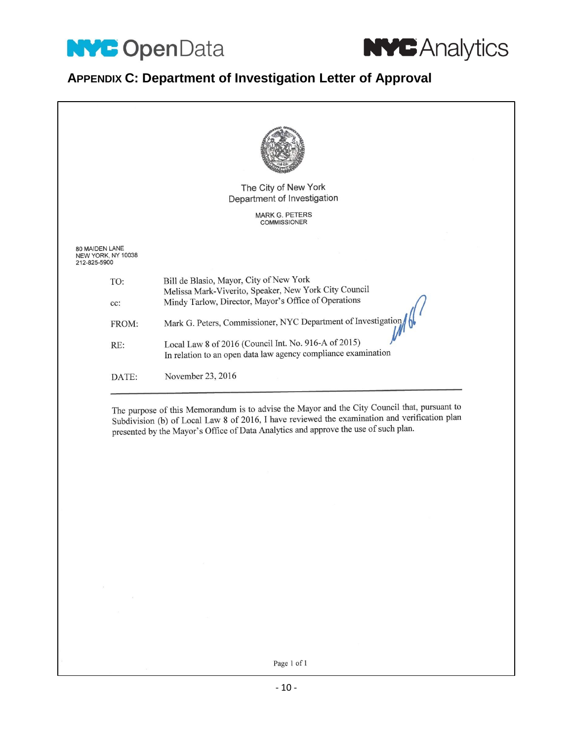## APPENDIX C: Department of Investigation Letter of Approval

The City of New York
Department of Investigation

MARK G. PETERS
COMMISSIONER

80 MAIDEN LANE
NEW YORK, NY 10038
212-825-5900

| | |
|---|---|
| TO: | Bill de Blasio, Mayor, City of New York<br>Melissa Mark-Viverito, Speaker, New York City Council |
| cc: | Mindy Tarlow, Director, Mayor's Office of Operations |
| FROM: | Mark G. Peters, Commissioner, NYC Department of Investigation |
| RE: | Local Law 8 of 2016 (Council Int. No. 916-A of 2015)<br>In relation to an open data law agency compliance examination |
| DATE: | November 23, 2016 |

---

The purpose of this Memorandum is to advise the Mayor and the City Council that, pursuant to Subdivision (b) of Local Law 8 of 2016, I have reviewed the examination and verification plan presented by the Mayor's Office of Data Analytics and approve the use of such plan.

Page 1 of 1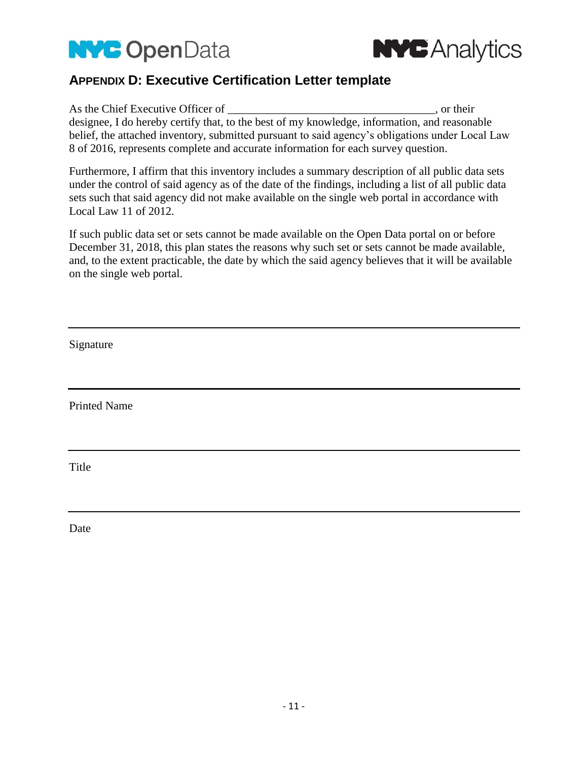## APPENDIX D: Executive Certification Letter template

As the Chief Executive Officer of ___________________________________, or their designee, I do hereby certify that, to the best of my knowledge, information, and reasonable belief, the attached inventory, submitted pursuant to said agency's obligations under Local Law 8 of 2016, represents complete and accurate information for each survey question.

Furthermore, I affirm that this inventory includes a summary description of all public data sets under the control of said agency as of the date of the findings, including a list of all public data sets such that said agency did not make available on the single web portal in accordance with Local Law 11 of 2012.

If such public data set or sets cannot be made available on the Open Data portal on or before December 31, 2018, this plan states the reasons why such set or sets cannot be made available, and, to the extent practicable, the date by which the said agency believes that it will be available on the single web portal.

_______________________________________________

Signature

_______________________________________________

Printed Name

_______________________________________________

Title

_______________________________________________

Date